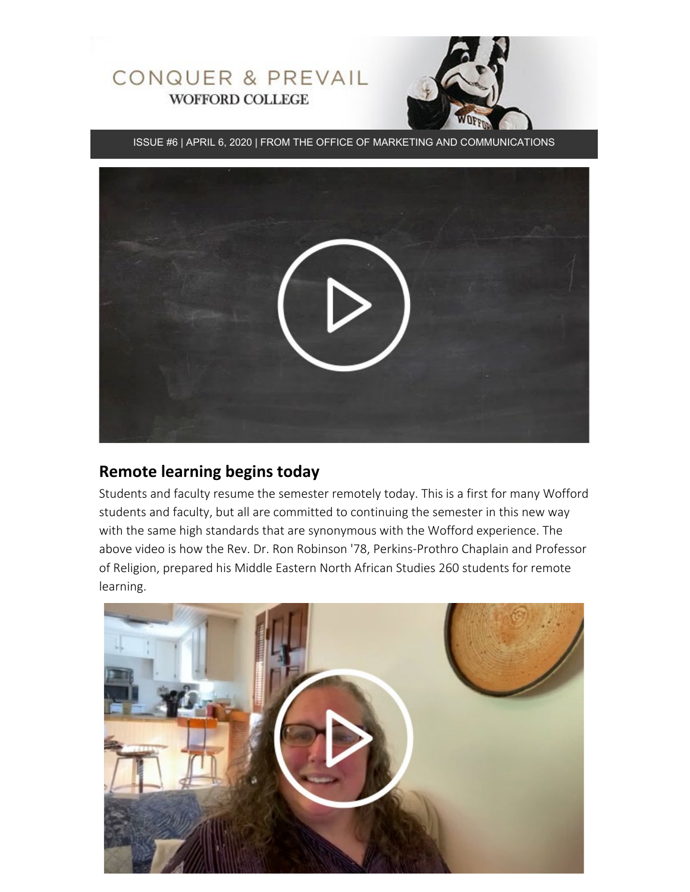CONQUER & PREVAIL
WOFFORD COLLEGE

ISSUE #6 | APRIL 6, 2020 | FROM THE OFFICE OF MARKETING AND COMMUNICATIONS

## Remote learning begins today

Students and faculty resume the semester remotely today. This is a first for many Wofford students and faculty, but all are committed to continuing the semester in this new way with the same high standards that are synonymous with the Wofford experience. The above video is how the Rev. Dr. Ron Robinson '78, Perkins-Prothro Chaplain and Professor of Religion, prepared his Middle Eastern North African Studies 260 students for remote learning.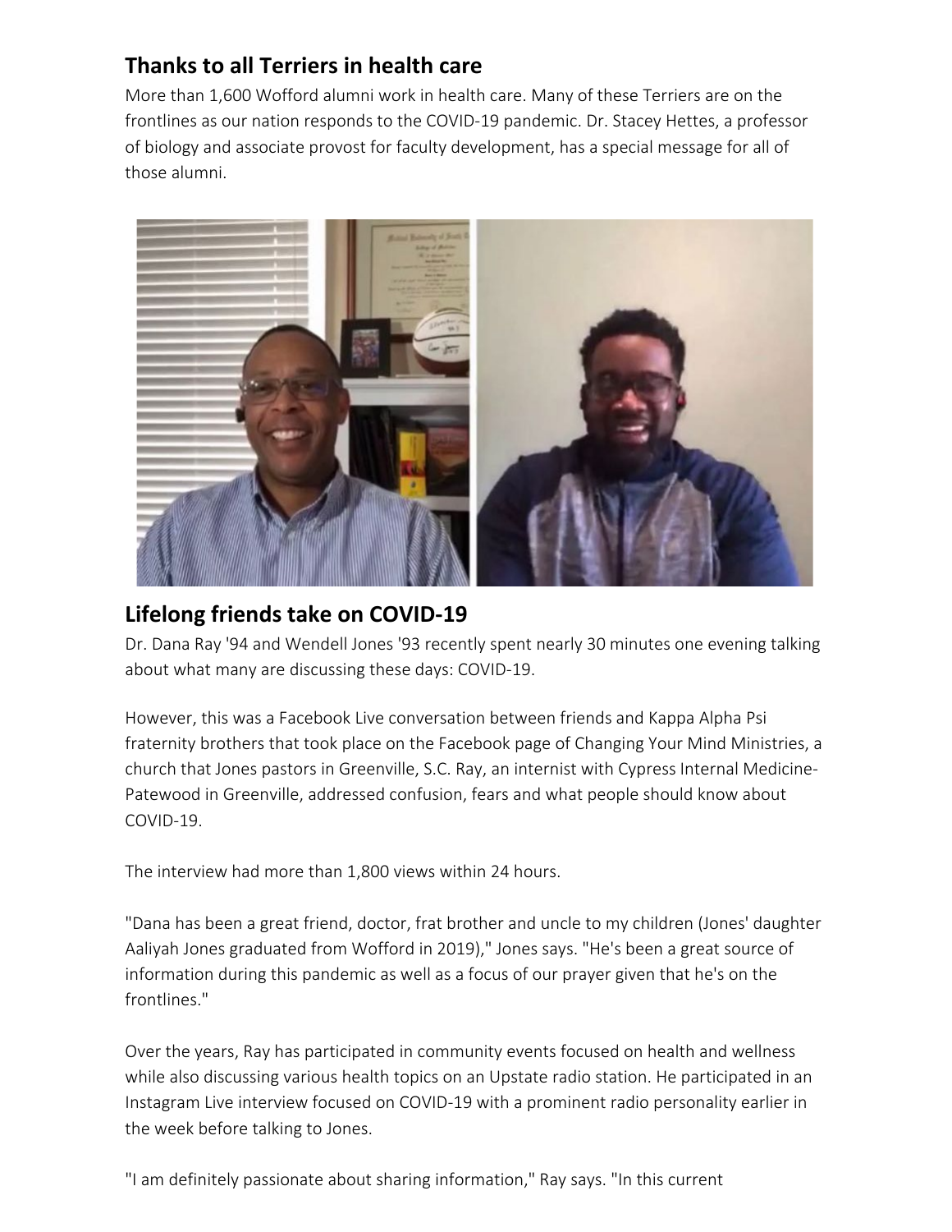## Thanks to all Terriers in health care

More than 1,600 Wofford alumni work in health care. Many of these Terriers are on the frontlines as our nation responds to the COVID-19 pandemic. Dr. Stacey Hettes, a professor of biology and associate provost for faculty development, has a special message for all of those alumni.

## Lifelong friends take on COVID-19

Dr. Dana Ray '94 and Wendell Jones '93 recently spent nearly 30 minutes one evening talking about what many are discussing these days: COVID-19.

However, this was a Facebook Live conversation between friends and Kappa Alpha Psi fraternity brothers that took place on the Facebook page of Changing Your Mind Ministries, a church that Jones pastors in Greenville, S.C. Ray, an internist with Cypress Internal Medicine-Patewood in Greenville, addressed confusion, fears and what people should know about COVID-19.

The interview had more than 1,800 views within 24 hours.

"Dana has been a great friend, doctor, frat brother and uncle to my children (Jones' daughter Aaliyah Jones graduated from Wofford in 2019)," Jones says. "He's been a great source of information during this pandemic as well as a focus of our prayer given that he's on the frontlines."

Over the years, Ray has participated in community events focused on health and wellness while also discussing various health topics on an Upstate radio station. He participated in an Instagram Live interview focused on COVID-19 with a prominent radio personality earlier in the week before talking to Jones.

"I am definitely passionate about sharing information," Ray says. "In this current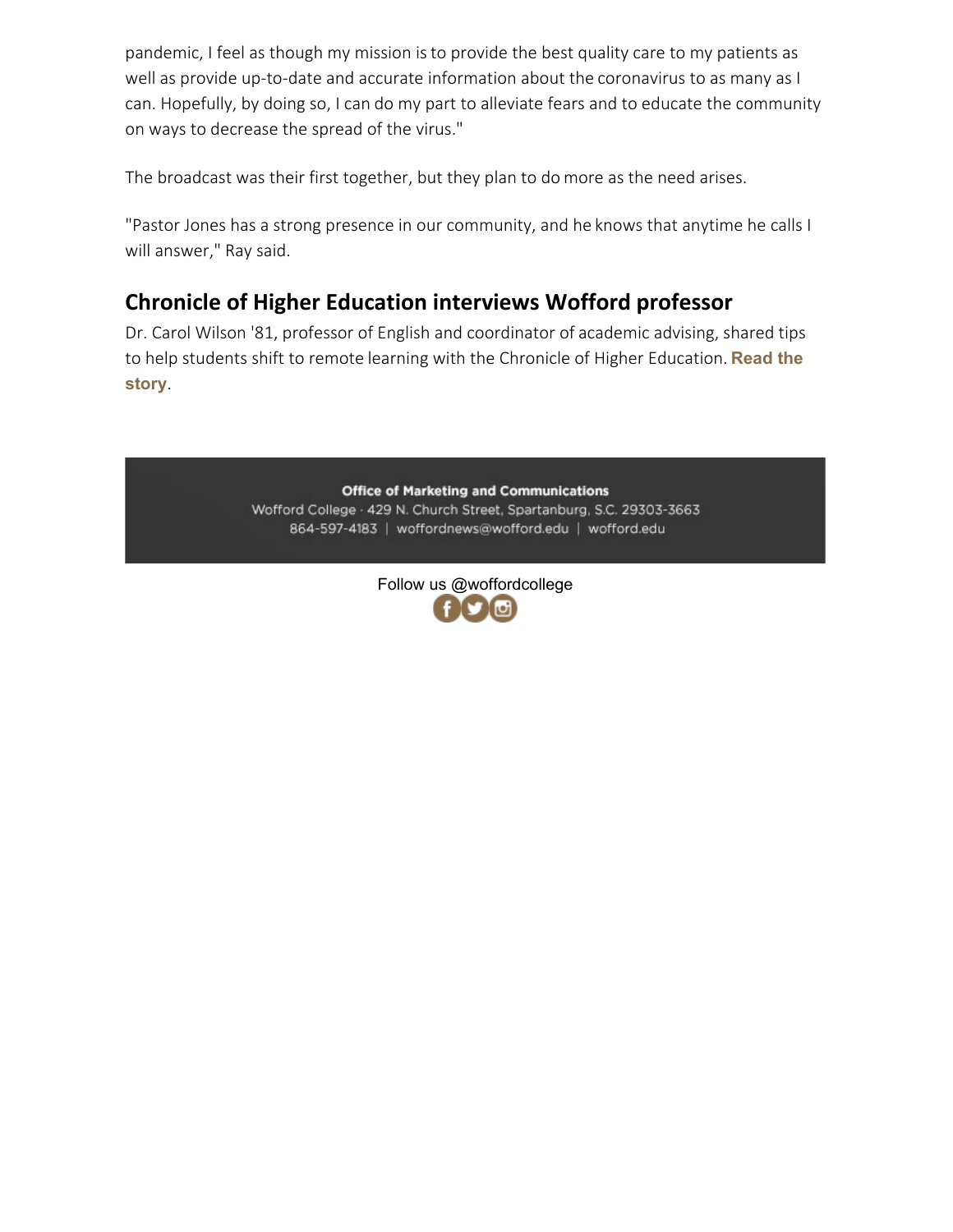pandemic, I feel as though my mission is to provide the best quality care to my patients as well as provide up-to-date and accurate information about the coronavirus to as many as I can. Hopefully, by doing so, I can do my part to alleviate fears and to educate the community on ways to decrease the spread of the virus."

The broadcast was their first together, but they plan to do more as the need arises.

"Pastor Jones has a strong presence in our community, and he knows that anytime he calls I will answer," Ray said.

## Chronicle of Higher Education interviews Wofford professor

Dr. Carol Wilson '81, professor of English and coordinator of academic advising, shared tips to help students shift to remote learning with the Chronicle of Higher Education. **Read the story**.

**Office of Marketing and Communications**
Wofford College · 429 N. Church Street, Spartanburg, S.C. 29303-3663
864-597-4183 | woffordnews@wofford.edu | wofford.edu

Follow us @woffordcollege